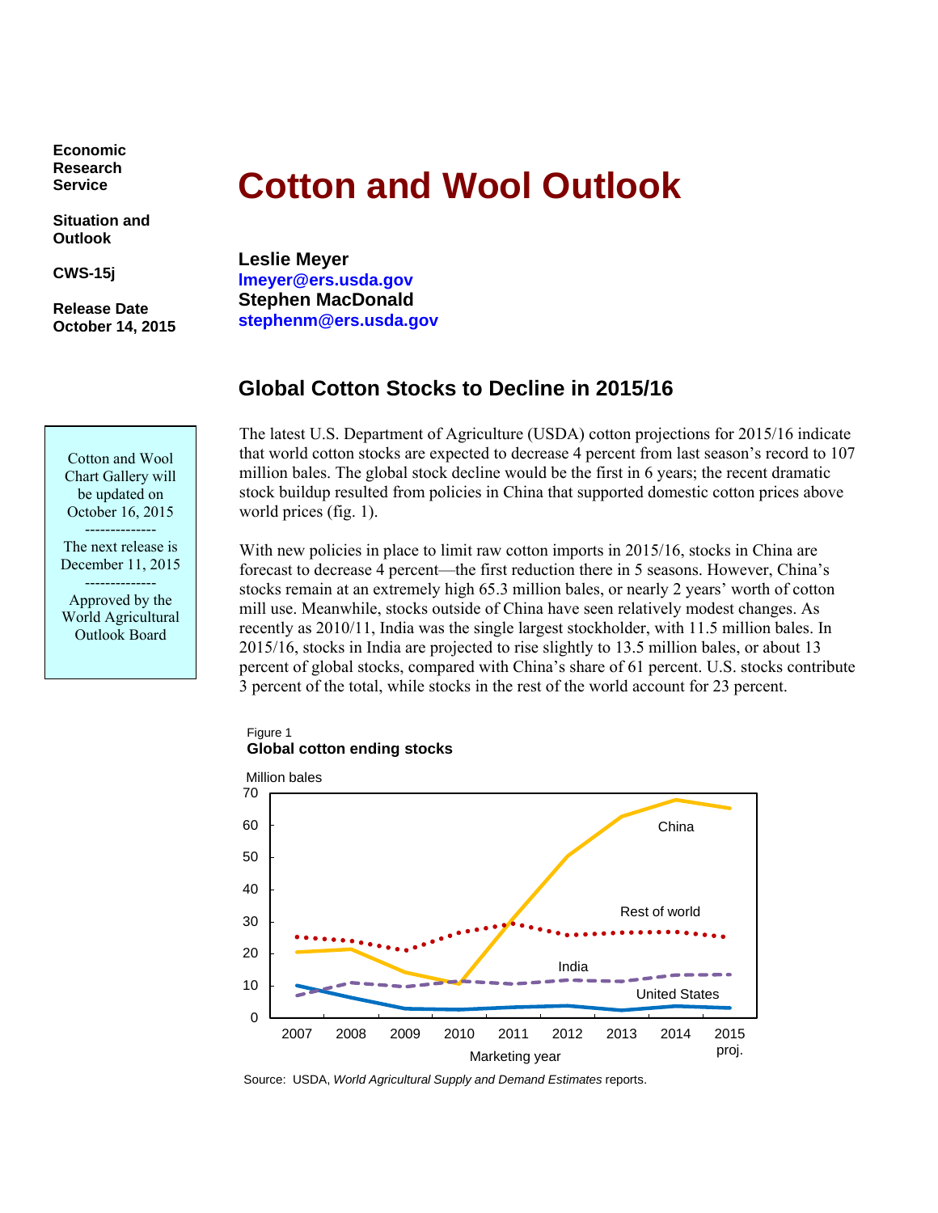**Economic Research Service**

**Situation and Outlook**

**CWS-15j**

**Release Date October 14, 2015**

# Cotton and Wool Outlook

**Leslie Meyer**
**lmeyer@ers.usda.gov**
**Stephen MacDonald**
**stephenm@ers.usda.gov**

Cotton and Wool Chart Gallery will be updated on October 16, 2015

--------------

The next release is December 11, 2015

--------------

Approved by the World Agricultural Outlook Board

## Global Cotton Stocks to Decline in 2015/16

The latest U.S. Department of Agriculture (USDA) cotton projections for 2015/16 indicate that world cotton stocks are expected to decrease 4 percent from last season's record to 107 million bales. The global stock decline would be the first in 6 years; the recent dramatic stock buildup resulted from policies in China that supported domestic cotton prices above world prices (fig. 1).

With new policies in place to limit raw cotton imports in 2015/16, stocks in China are forecast to decrease 4 percent—the first reduction there in 5 seasons. However, China's stocks remain at an extremely high 65.3 million bales, or nearly 2 years' worth of cotton mill use. Meanwhile, stocks outside of China have seen relatively modest changes. As recently as 2010/11, India was the single largest stockholder, with 11.5 million bales. In 2015/16, stocks in India are projected to rise slightly to 13.5 million bales, or about 13 percent of global stocks, compared with China's share of 61 percent. U.S. stocks contribute 3 percent of the total, while stocks in the rest of the world account for 23 percent.

Figure 1
**Global cotton ending stocks**

Million bales

Source: USDA, *World Agricultural Supply and Demand Estimates* reports.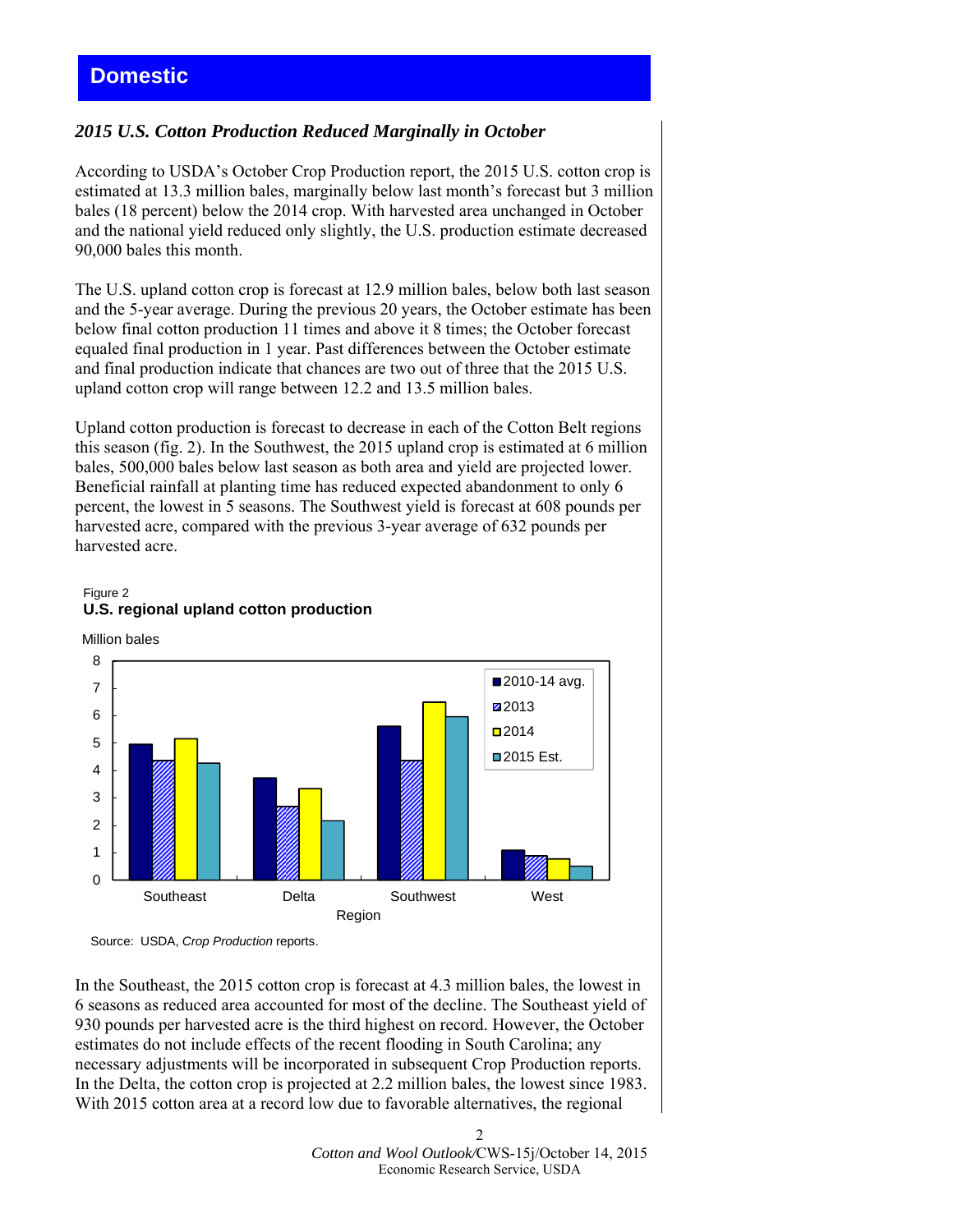# Domestic

### *2015 U.S. Cotton Production Reduced Marginally in October*

According to USDA's October Crop Production report, the 2015 U.S. cotton crop is estimated at 13.3 million bales, marginally below last month's forecast but 3 million bales (18 percent) below the 2014 crop. With harvested area unchanged in October and the national yield reduced only slightly, the U.S. production estimate decreased 90,000 bales this month.

The U.S. upland cotton crop is forecast at 12.9 million bales, below both last season and the 5-year average. During the previous 20 years, the October estimate has been below final cotton production 11 times and above it 8 times; the October forecast equaled final production in 1 year. Past differences between the October estimate and final production indicate that chances are two out of three that the 2015 U.S. upland cotton crop will range between 12.2 and 13.5 million bales.

Upland cotton production is forecast to decrease in each of the Cotton Belt regions this season (fig. 2). In the Southwest, the 2015 upland crop is estimated at 6 million bales, 500,000 bales below last season as both area and yield are projected lower. Beneficial rainfall at planting time has reduced expected abandonment to only 6 percent, the lowest in 5 seasons. The Southwest yield is forecast at 608 pounds per harvested acre, compared with the previous 3-year average of 632 pounds per harvested acre.

Figure 2
**U.S. regional upland cotton production**

Million bales

| Region | 2010-14 avg. | 2013 | 2014 | 2015 Est. |
|---|---|---|---|---|
| Southeast | 4.95 | 4.35 | 5.15 | 4.25 |
| Delta | 3.7 | 2.65 | 3.3 | 2.15 |
| Southwest | 5.6 | 4.35 | 6.5 | 5.95 |
| West | 1.05 | 0.85 | 0.75 | 0.5 |

Source: USDA, *Crop Production* reports.

In the Southeast, the 2015 cotton crop is forecast at 4.3 million bales, the lowest in 6 seasons as reduced area accounted for most of the decline. The Southeast yield of 930 pounds per harvested acre is the third highest on record. However, the October estimates do not include effects of the recent flooding in South Carolina; any necessary adjustments will be incorporated in subsequent Crop Production reports. In the Delta, the cotton crop is projected at 2.2 million bales, the lowest since 1983. With 2015 cotton area at a record low due to favorable alternatives, the regional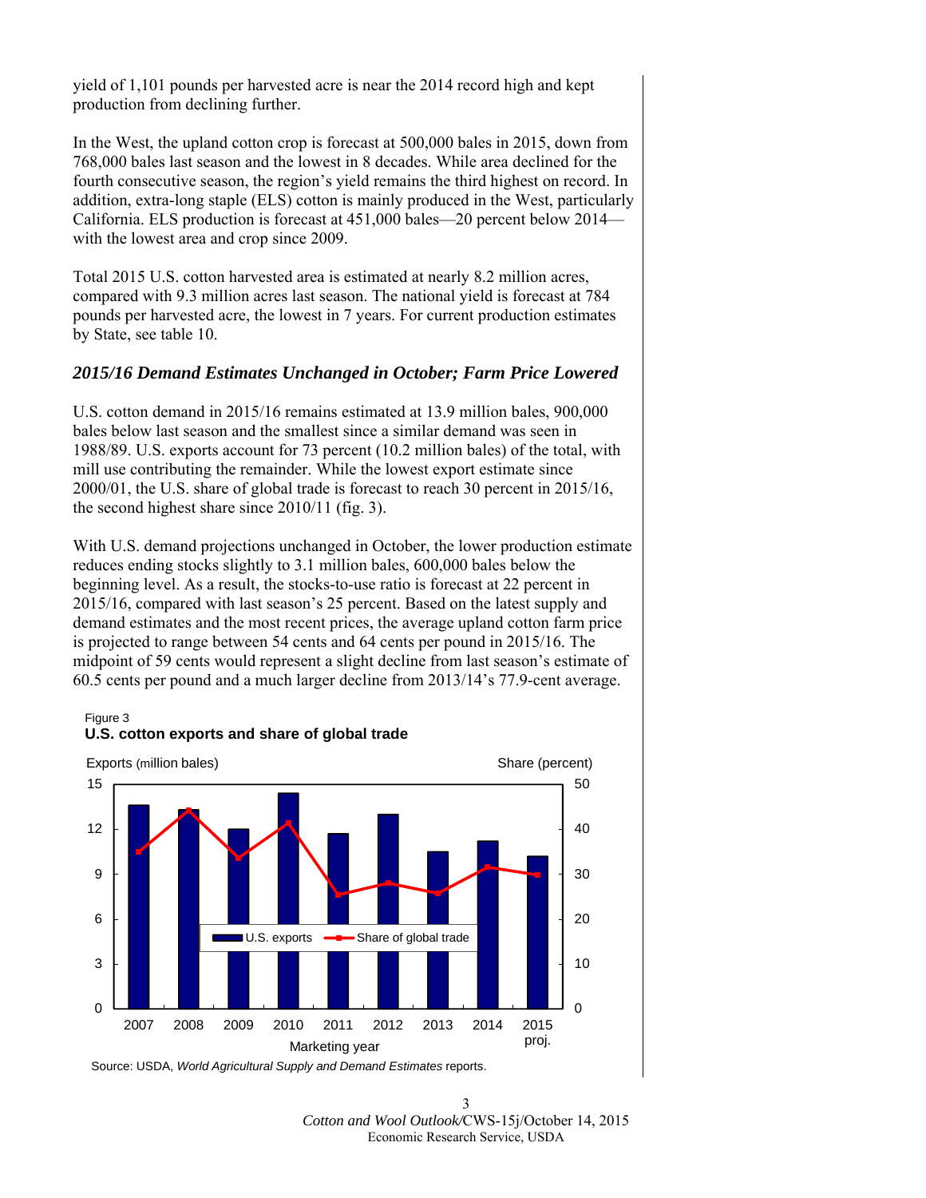yield of 1,101 pounds per harvested acre is near the 2014 record high and kept production from declining further.

In the West, the upland cotton crop is forecast at 500,000 bales in 2015, down from 768,000 bales last season and the lowest in 8 decades. While area declined for the fourth consecutive season, the region's yield remains the third highest on record. In addition, extra-long staple (ELS) cotton is mainly produced in the West, particularly California. ELS production is forecast at 451,000 bales—20 percent below 2014—with the lowest area and crop since 2009.

Total 2015 U.S. cotton harvested area is estimated at nearly 8.2 million acres, compared with 9.3 million acres last season. The national yield is forecast at 784 pounds per harvested acre, the lowest in 7 years. For current production estimates by State, see table 10.

### *2015/16 Demand Estimates Unchanged in October; Farm Price Lowered*

U.S. cotton demand in 2015/16 remains estimated at 13.9 million bales, 900,000 bales below last season and the smallest since a similar demand was seen in 1988/89. U.S. exports account for 73 percent (10.2 million bales) of the total, with mill use contributing the remainder. While the lowest export estimate since 2000/01, the U.S. share of global trade is forecast to reach 30 percent in 2015/16, the second highest share since 2010/11 (fig. 3).

With U.S. demand projections unchanged in October, the lower production estimate reduces ending stocks slightly to 3.1 million bales, 600,000 bales below the beginning level. As a result, the stocks-to-use ratio is forecast at 22 percent in 2015/16, compared with last season's 25 percent. Based on the latest supply and demand estimates and the most recent prices, the average upland cotton farm price is projected to range between 54 cents and 64 cents per pound in 2015/16. The midpoint of 59 cents would represent a slight decline from last season's estimate of 60.5 cents per pound and a much larger decline from 2013/14's 77.9-cent average.

Figure 3
**U.S. cotton exports and share of global trade**

Source: USDA, *World Agricultural Supply and Demand Estimates* reports.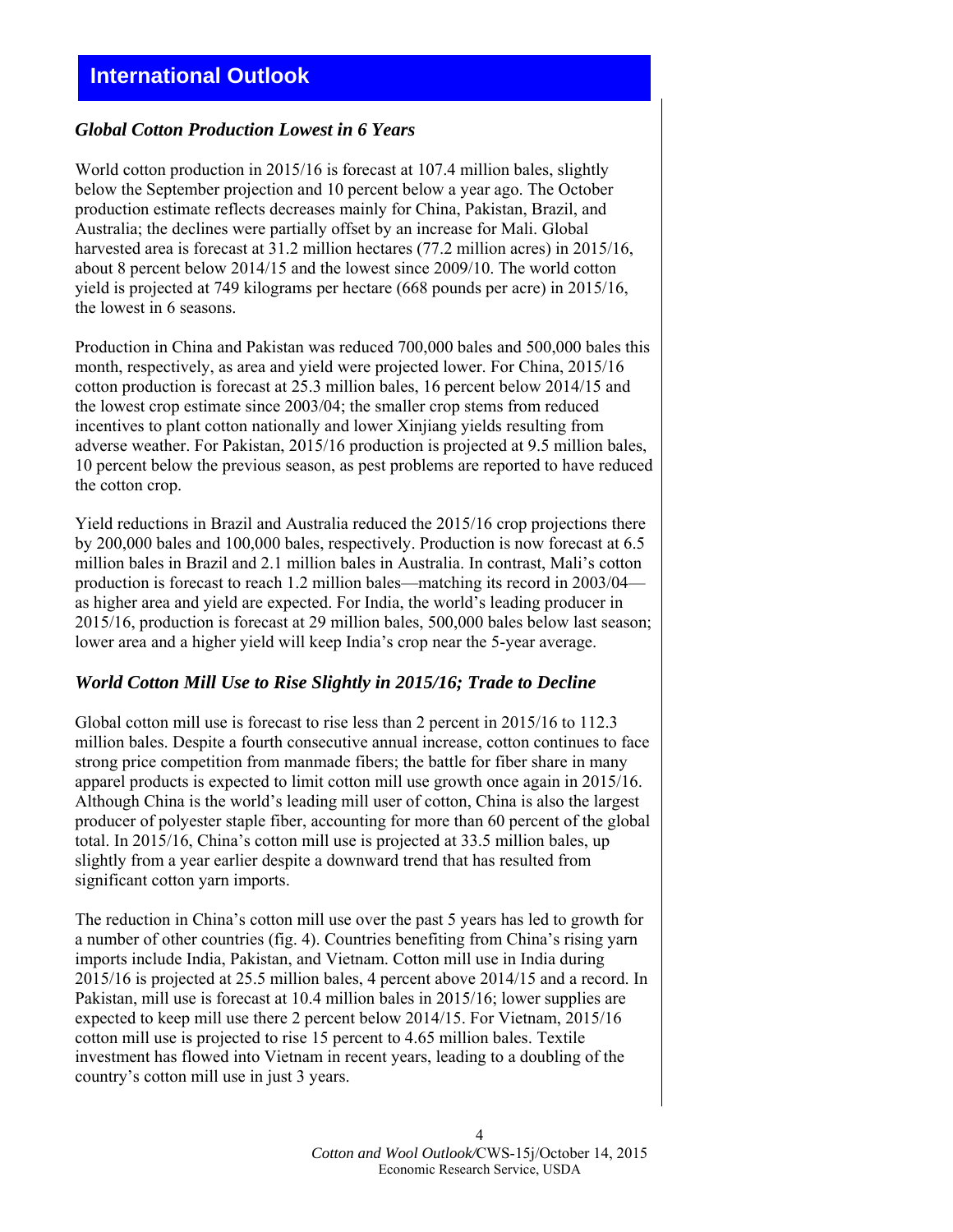# International Outlook

### *Global Cotton Production Lowest in 6 Years*

World cotton production in 2015/16 is forecast at 107.4 million bales, slightly below the September projection and 10 percent below a year ago. The October production estimate reflects decreases mainly for China, Pakistan, Brazil, and Australia; the declines were partially offset by an increase for Mali. Global harvested area is forecast at 31.2 million hectares (77.2 million acres) in 2015/16, about 8 percent below 2014/15 and the lowest since 2009/10. The world cotton yield is projected at 749 kilograms per hectare (668 pounds per acre) in 2015/16, the lowest in 6 seasons.

Production in China and Pakistan was reduced 700,000 bales and 500,000 bales this month, respectively, as area and yield were projected lower. For China, 2015/16 cotton production is forecast at 25.3 million bales, 16 percent below 2014/15 and the lowest crop estimate since 2003/04; the smaller crop stems from reduced incentives to plant cotton nationally and lower Xinjiang yields resulting from adverse weather. For Pakistan, 2015/16 production is projected at 9.5 million bales, 10 percent below the previous season, as pest problems are reported to have reduced the cotton crop.

Yield reductions in Brazil and Australia reduced the 2015/16 crop projections there by 200,000 bales and 100,000 bales, respectively. Production is now forecast at 6.5 million bales in Brazil and 2.1 million bales in Australia. In contrast, Mali's cotton production is forecast to reach 1.2 million bales—matching its record in 2003/04—as higher area and yield are expected. For India, the world's leading producer in 2015/16, production is forecast at 29 million bales, 500,000 bales below last season; lower area and a higher yield will keep India's crop near the 5-year average.

### *World Cotton Mill Use to Rise Slightly in 2015/16; Trade to Decline*

Global cotton mill use is forecast to rise less than 2 percent in 2015/16 to 112.3 million bales. Despite a fourth consecutive annual increase, cotton continues to face strong price competition from manmade fibers; the battle for fiber share in many apparel products is expected to limit cotton mill use growth once again in 2015/16. Although China is the world's leading mill user of cotton, China is also the largest producer of polyester staple fiber, accounting for more than 60 percent of the global total. In 2015/16, China's cotton mill use is projected at 33.5 million bales, up slightly from a year earlier despite a downward trend that has resulted from significant cotton yarn imports.

The reduction in China's cotton mill use over the past 5 years has led to growth for a number of other countries (fig. 4). Countries benefiting from China's rising yarn imports include India, Pakistan, and Vietnam. Cotton mill use in India during 2015/16 is projected at 25.5 million bales, 4 percent above 2014/15 and a record. In Pakistan, mill use is forecast at 10.4 million bales in 2015/16; lower supplies are expected to keep mill use there 2 percent below 2014/15. For Vietnam, 2015/16 cotton mill use is projected to rise 15 percent to 4.65 million bales. Textile investment has flowed into Vietnam in recent years, leading to a doubling of the country's cotton mill use in just 3 years.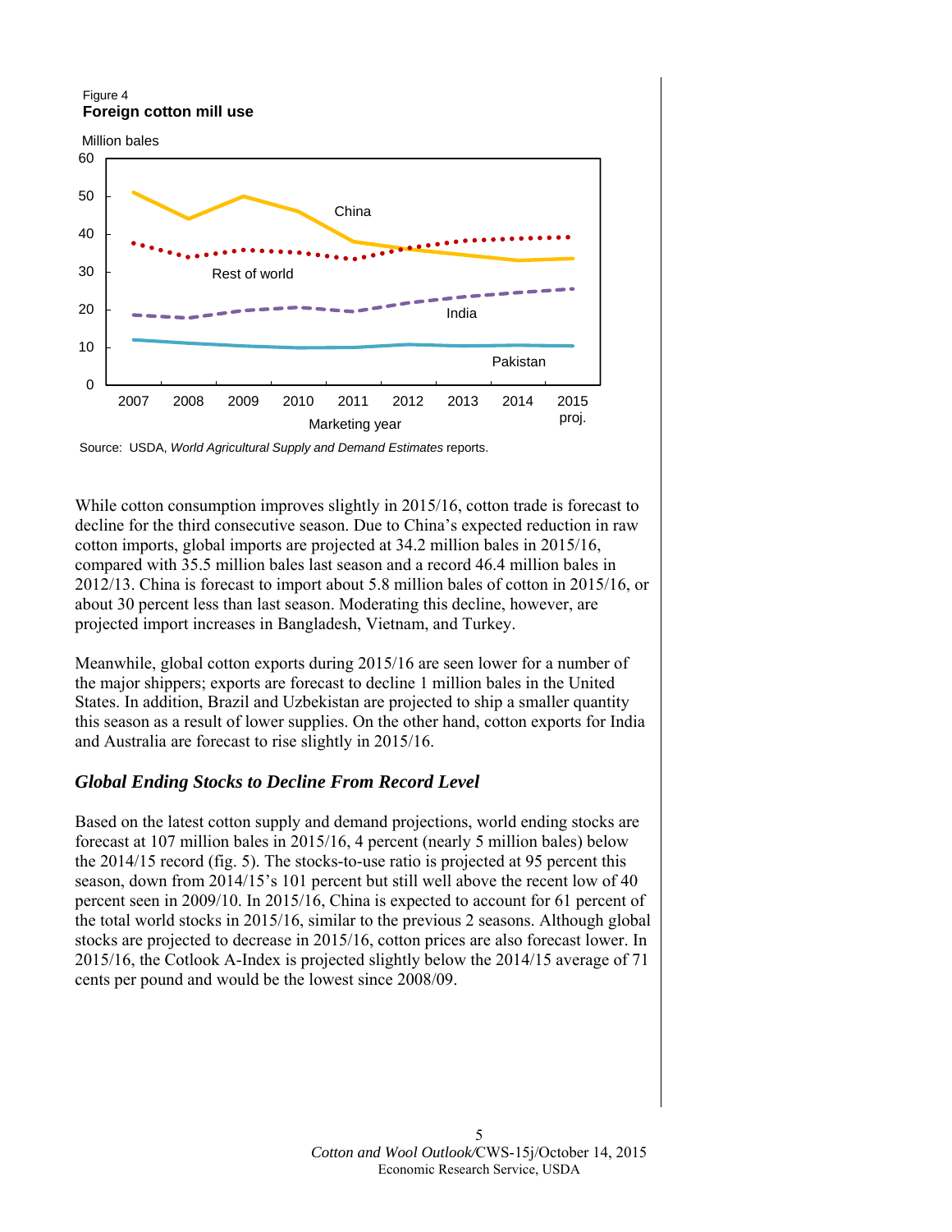Figure 4
**Foreign cotton mill use**

Source: USDA, *World Agricultural Supply and Demand Estimates* reports.

While cotton consumption improves slightly in 2015/16, cotton trade is forecast to decline for the third consecutive season. Due to China's expected reduction in raw cotton imports, global imports are projected at 34.2 million bales in 2015/16, compared with 35.5 million bales last season and a record 46.4 million bales in 2012/13. China is forecast to import about 5.8 million bales of cotton in 2015/16, or about 30 percent less than last season. Moderating this decline, however, are projected import increases in Bangladesh, Vietnam, and Turkey.

Meanwhile, global cotton exports during 2015/16 are seen lower for a number of the major shippers; exports are forecast to decline 1 million bales in the United States. In addition, Brazil and Uzbekistan are projected to ship a smaller quantity this season as a result of lower supplies. On the other hand, cotton exports for India and Australia are forecast to rise slightly in 2015/16.

### *Global Ending Stocks to Decline From Record Level*

Based on the latest cotton supply and demand projections, world ending stocks are forecast at 107 million bales in 2015/16, 4 percent (nearly 5 million bales) below the 2014/15 record (fig. 5). The stocks-to-use ratio is projected at 95 percent this season, down from 2014/15's 101 percent but still well above the recent low of 40 percent seen in 2009/10. In 2015/16, China is expected to account for 61 percent of the total world stocks in 2015/16, similar to the previous 2 seasons. Although global stocks are projected to decrease in 2015/16, cotton prices are also forecast lower. In 2015/16, the Cotlook A-Index is projected slightly below the 2014/15 average of 71 cents per pound and would be the lowest since 2008/09.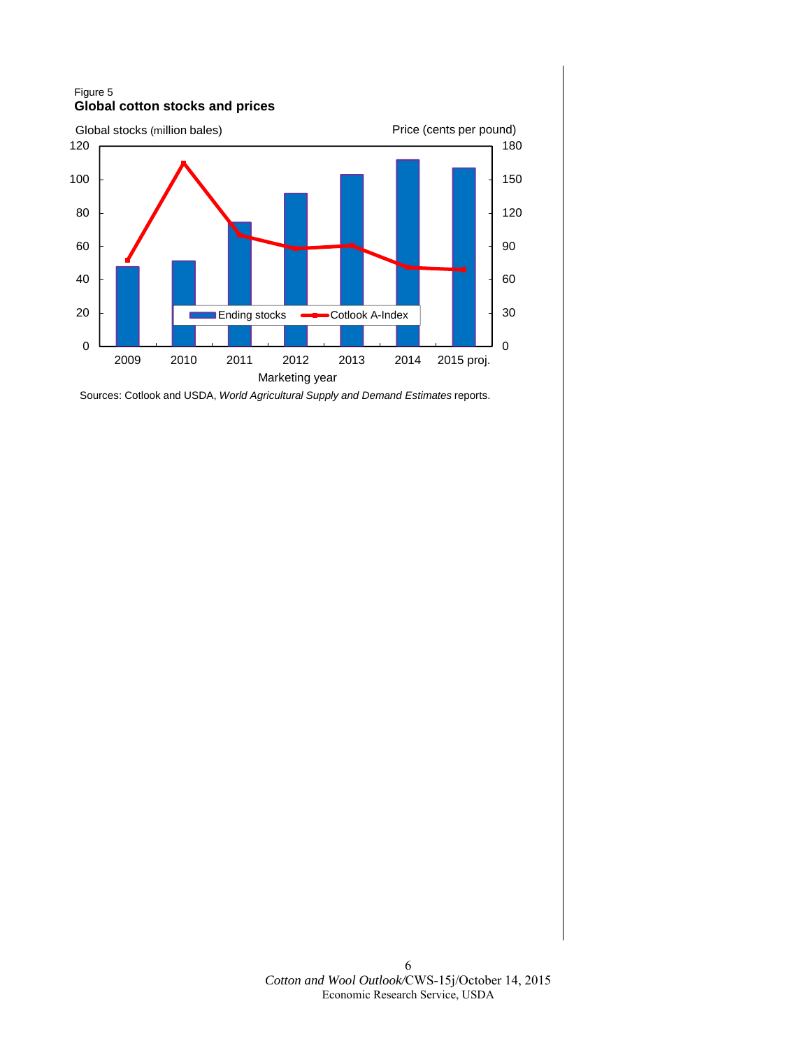Figure 5

**Global cotton stocks and prices**

Global stocks (million bales) | Price (cents per pound)

Legend: Ending stocks; Cotlook A-Index

Marketing year: 2009, 2010, 2011, 2012, 2013, 2014, 2015 proj.

Sources: Cotlook and USDA, *World Agricultural Supply and Demand Estimates* reports.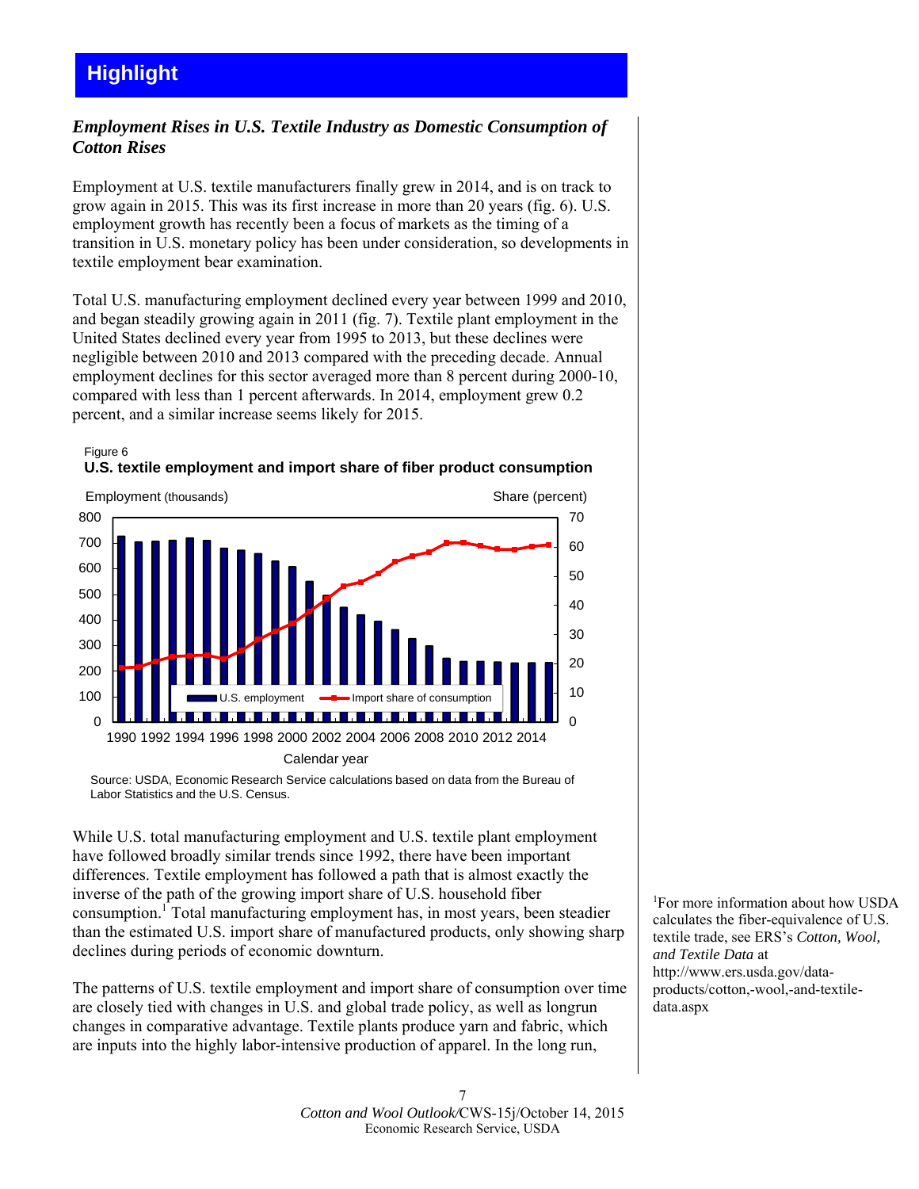# Highlight

***Employment Rises in U.S. Textile Industry as Domestic Consumption of Cotton Rises***

Employment at U.S. textile manufacturers finally grew in 2014, and is on track to grow again in 2015. This was its first increase in more than 20 years (fig. 6). U.S. employment growth has recently been a focus of markets as the timing of a transition in U.S. monetary policy has been under consideration, so developments in textile employment bear examination.

Total U.S. manufacturing employment declined every year between 1999 and 2010, and began steadily growing again in 2011 (fig. 7). Textile plant employment in the United States declined every year from 1995 to 2013, but these declines were negligible between 2010 and 2013 compared with the preceding decade. Annual employment declines for this sector averaged more than 8 percent during 2000-10, compared with less than 1 percent afterwards. In 2014, employment grew 0.2 percent, and a similar increase seems likely for 2015.

Figure 6
**U.S. textile employment and import share of fiber product consumption**

Source: USDA, Economic Research Service calculations based on data from the Bureau of Labor Statistics and the U.S. Census.

While U.S. total manufacturing employment and U.S. textile plant employment have followed broadly similar trends since 1992, there have been important differences. Textile employment has followed a path that is almost exactly the inverse of the path of the growing import share of U.S. household fiber consumption.[1] Total manufacturing employment has, in most years, been steadier than the estimated U.S. import share of manufactured products, only showing sharp declines during periods of economic downturn.

The patterns of U.S. textile employment and import share of consumption over time are closely tied with changes in U.S. and global trade policy, as well as longrun changes in comparative advantage. Textile plants produce yarn and fabric, which are inputs into the highly labor-intensive production of apparel. In the long run,

[1] For more information about how USDA calculates the fiber-equivalence of U.S. textile trade, see ERS's *Cotton, Wool, and Textile Data* at http://www.ers.usda.gov/data-products/cotton,-wool,-and-textile-data.aspx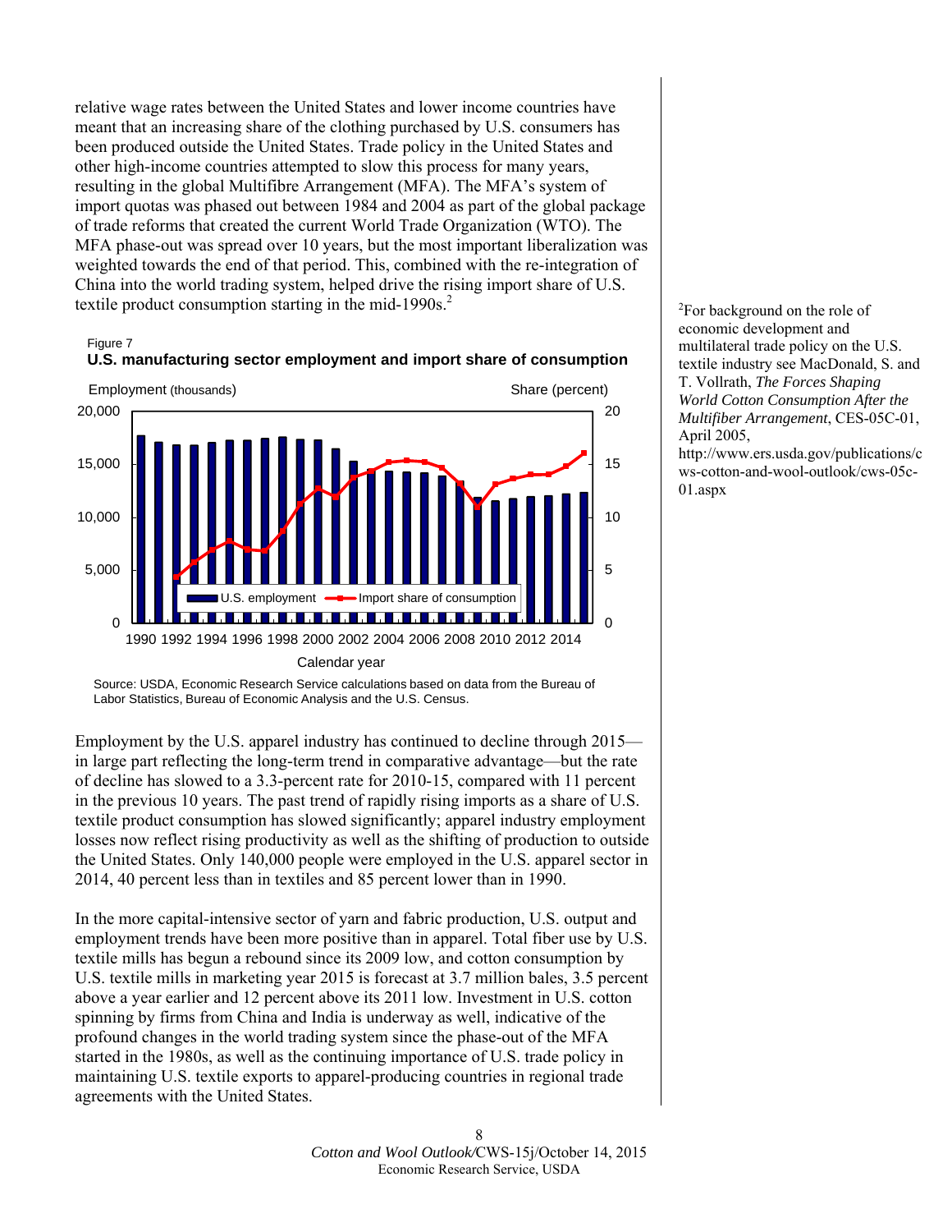relative wage rates between the United States and lower income countries have meant that an increasing share of the clothing purchased by U.S. consumers has been produced outside the United States. Trade policy in the United States and other high-income countries attempted to slow this process for many years, resulting in the global Multifibre Arrangement (MFA). The MFA's system of import quotas was phased out between 1984 and 2004 as part of the global package of trade reforms that created the current World Trade Organization (WTO). The MFA phase-out was spread over 10 years, but the most important liberalization was weighted towards the end of that period. This, combined with the re-integration of China into the world trading system, helped drive the rising import share of U.S. textile product consumption starting in the mid-1990s.[2]

Figure 7
**U.S. manufacturing sector employment and import share of consumption**

Source: USDA, Economic Research Service calculations based on data from the Bureau of Labor Statistics, Bureau of Economic Analysis and the U.S. Census.

Employment by the U.S. apparel industry has continued to decline through 2015—in large part reflecting the long-term trend in comparative advantage—but the rate of decline has slowed to a 3.3-percent rate for 2010-15, compared with 11 percent in the previous 10 years. The past trend of rapidly rising imports as a share of U.S. textile product consumption has slowed significantly; apparel industry employment losses now reflect rising productivity as well as the shifting of production to outside the United States. Only 140,000 people were employed in the U.S. apparel sector in 2014, 40 percent less than in textiles and 85 percent lower than in 1990.

In the more capital-intensive sector of yarn and fabric production, U.S. output and employment trends have been more positive than in apparel. Total fiber use by U.S. textile mills has begun a rebound since its 2009 low, and cotton consumption by U.S. textile mills in marketing year 2015 is forecast at 3.7 million bales, 3.5 percent above a year earlier and 12 percent above its 2011 low. Investment in U.S. cotton spinning by firms from China and India is underway as well, indicative of the profound changes in the world trading system since the phase-out of the MFA started in the 1980s, as well as the continuing importance of U.S. trade policy in maintaining U.S. textile exports to apparel-producing countries in regional trade agreements with the United States.

[2]For background on the role of economic development and multilateral trade policy on the U.S. textile industry see MacDonald, S. and T. Vollrath, *The Forces Shaping World Cotton Consumption After the Multifiber Arrangement*, CES-05C-01, April 2005, http://www.ers.usda.gov/publications/cws-cotton-and-wool-outlook/cws-05c-01.aspx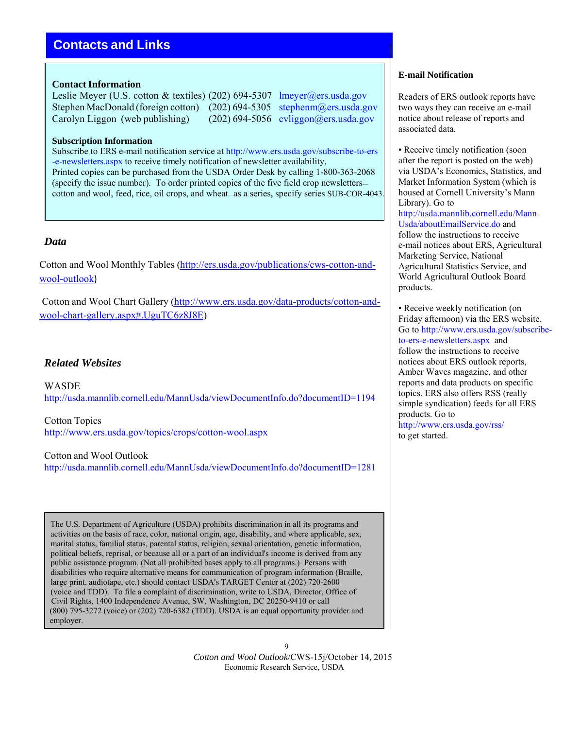# Contacts and Links

**Contact Information**

Leslie Meyer (U.S. cotton & textiles) (202) 694-5307 lmeyer@ers.usda.gov
Stephen MacDonald (foreign cotton) (202) 694-5305 stephenm@ers.usda.gov
Carolyn Liggon (web publishing) (202) 694-5056 cvliggon@ers.usda.gov

**Subscription Information**

Subscribe to ERS e-mail notification service at http://www.ers.usda.gov/subscribe-to-ers-e-newsletters.aspx to receive timely notification of newsletter availability.
Printed copies can be purchased from the USDA Order Desk by calling 1-800-363-2068 (specify the issue number). To order printed copies of the five field crop newsletters—cotton and wool, feed, rice, oil crops, and wheat—as a series, specify series SUB-COR-4043.

## *Data*

Cotton and Wool Monthly Tables (http://ers.usda.gov/publications/cws-cotton-and-wool-outlook)

Cotton and Wool Chart Gallery (http://www.ers.usda.gov/data-products/cotton-and-wool-chart-gallery.aspx#.UguTC6z8J8E)

## *Related Websites*

WASDE
http://usda.mannlib.cornell.edu/MannUsda/viewDocumentInfo.do?documentID=1194

Cotton Topics
http://www.ers.usda.gov/topics/crops/cotton-wool.aspx

Cotton and Wool Outlook
http://usda.mannlib.cornell.edu/MannUsda/viewDocumentInfo.do?documentID=1281

The U.S. Department of Agriculture (USDA) prohibits discrimination in all its programs and activities on the basis of race, color, national origin, age, disability, and where applicable, sex, marital status, familial status, parental status, religion, sexual orientation, genetic information, political beliefs, reprisal, or because all or a part of an individual's income is derived from any public assistance program. (Not all prohibited bases apply to all programs.) Persons with disabilities who require alternative means for communication of program information (Braille, large print, audiotape, etc.) should contact USDA's TARGET Center at (202) 720-2600 (voice and TDD). To file a complaint of discrimination, write to USDA, Director, Office of Civil Rights, 1400 Independence Avenue, SW, Washington, DC 20250-9410 or call (800) 795-3272 (voice) or (202) 720-6382 (TDD). USDA is an equal opportunity provider and employer.

**E-mail Notification**

Readers of ERS outlook reports have two ways they can receive an e-mail notice about release of reports and associated data.

- Receive timely notification (soon after the report is posted on the web) via USDA's Economics, Statistics, and Market Information System (which is housed at Cornell University's Mann Library). Go to http://usda.mannlib.cornell.edu/MannUsda/aboutEmailService.do and follow the instructions to receive e-mail notices about ERS, Agricultural Marketing Service, National Agricultural Statistics Service, and World Agricultural Outlook Board products.

- Receive weekly notification (on Friday afternoon) via the ERS website. Go to http://www.ers.usda.gov/subscribe-to-ers-e-newsletters.aspx and follow the instructions to receive notices about ERS outlook reports, Amber Waves magazine, and other reports and data products on specific topics. ERS also offers RSS (really simple syndication) feeds for all ERS products. Go to http://www.ers.usda.gov/rss/ to get started.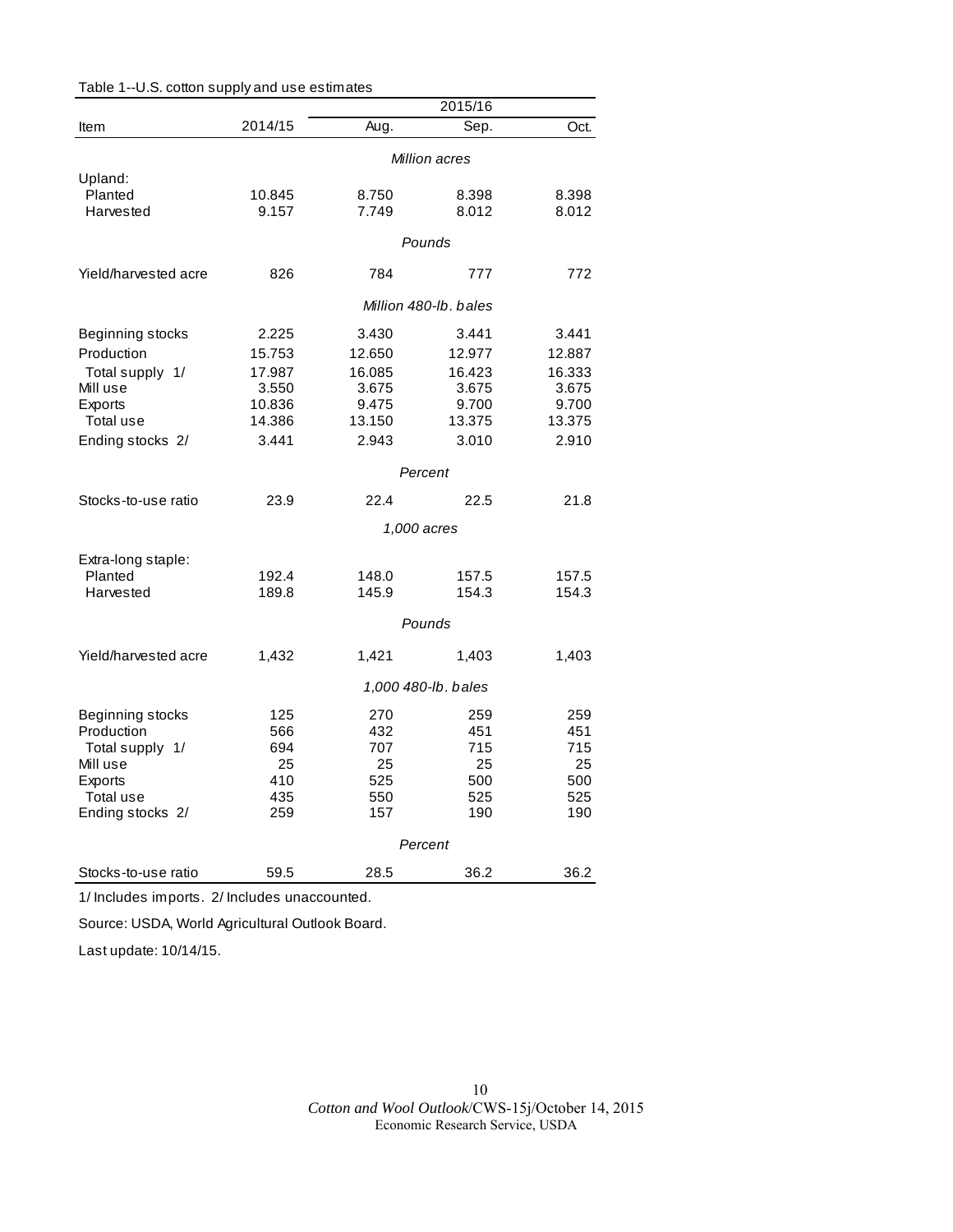Table 1--U.S. cotton supply and use estimates

| Item | 2014/15 | 2015/16 | | |
|---|---|---|---|---|
| | | Aug. | Sep. | Oct. |
| | | *Million acres* | | |
| Upland: | | | | |
| Planted | 10.845 | 8.750 | 8.398 | 8.398 |
| Harvested | 9.157 | 7.749 | 8.012 | 8.012 |
| | | *Pounds* | | |
| Yield/harvested acre | 826 | 784 | 777 | 772 |
| | | *Million 480-lb. bales* | | |
| Beginning stocks | 2.225 | 3.430 | 3.441 | 3.441 |
| Production | 15.753 | 12.650 | 12.977 | 12.887 |
| Total supply 1/ | 17.987 | 16.085 | 16.423 | 16.333 |
| Mill use | 3.550 | 3.675 | 3.675 | 3.675 |
| Exports | 10.836 | 9.475 | 9.700 | 9.700 |
| Total use | 14.386 | 13.150 | 13.375 | 13.375 |
| Ending stocks 2/ | 3.441 | 2.943 | 3.010 | 2.910 |
| | | *Percent* | | |
| Stocks-to-use ratio | 23.9 | 22.4 | 22.5 | 21.8 |
| | | *1,000 acres* | | |
| Extra-long staple: | | | | |
| Planted | 192.4 | 148.0 | 157.5 | 157.5 |
| Harvested | 189.8 | 145.9 | 154.3 | 154.3 |
| | | *Pounds* | | |
| Yield/harvested acre | 1,432 | 1,421 | 1,403 | 1,403 |
| | | *1,000 480-lb. bales* | | |
| Beginning stocks | 125 | 270 | 259 | 259 |
| Production | 566 | 432 | 451 | 451 |
| Total supply 1/ | 694 | 707 | 715 | 715 |
| Mill use | 25 | 25 | 25 | 25 |
| Exports | 410 | 525 | 500 | 500 |
| Total use | 435 | 550 | 525 | 525 |
| Ending stocks 2/ | 259 | 157 | 190 | 190 |
| | | *Percent* | | |
| Stocks-to-use ratio | 59.5 | 28.5 | 36.2 | 36.2 |

1/ Includes imports. 2/ Includes unaccounted.

Source: USDA, World Agricultural Outlook Board.

Last update: 10/14/15.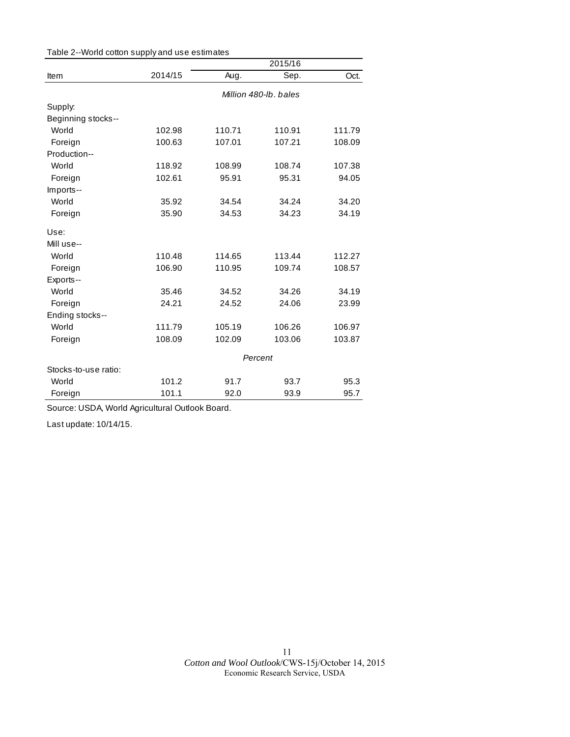Table 2--World cotton supply and use estimates

| Item | 2014/15 | 2015/16 | | |
|---|---|---|---|---|
| | | Aug. | Sep. | Oct. |
| | | *Million 480-lb. bales* | | |
| Supply: | | | | |
| Beginning stocks-- | | | | |
| World | 102.98 | 110.71 | 110.91 | 111.79 |
| Foreign | 100.63 | 107.01 | 107.21 | 108.09 |
| Production-- | | | | |
| World | 118.92 | 108.99 | 108.74 | 107.38 |
| Foreign | 102.61 | 95.91 | 95.31 | 94.05 |
| Imports-- | | | | |
| World | 35.92 | 34.54 | 34.24 | 34.20 |
| Foreign | 35.90 | 34.53 | 34.23 | 34.19 |
| Use: | | | | |
| Mill use-- | | | | |
| World | 110.48 | 114.65 | 113.44 | 112.27 |
| Foreign | 106.90 | 110.95 | 109.74 | 108.57 |
| Exports-- | | | | |
| World | 35.46 | 34.52 | 34.26 | 34.19 |
| Foreign | 24.21 | 24.52 | 24.06 | 23.99 |
| Ending stocks-- | | | | |
| World | 111.79 | 105.19 | 106.26 | 106.97 |
| Foreign | 108.09 | 102.09 | 103.06 | 103.87 |
| | | *Percent* | | |
| Stocks-to-use ratio: | | | | |
| World | 101.2 | 91.7 | 93.7 | 95.3 |
| Foreign | 101.1 | 92.0 | 93.9 | 95.7 |

Source: USDA, World Agricultural Outlook Board.

Last update: 10/14/15.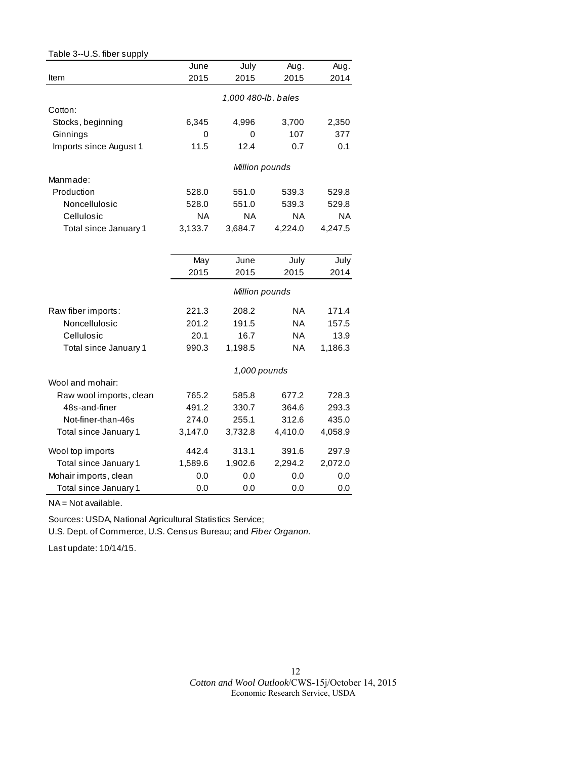Table 3--U.S. fiber supply

| Item | June 2015 | July 2015 | Aug. 2015 | Aug. 2014 |
|---|---|---|---|---|
| | *1,000 480-lb. bales* | | | |
| Cotton: | | | | |
| Stocks, beginning | 6,345 | 4,996 | 3,700 | 2,350 |
| Ginnings | 0 | 0 | 107 | 377 |
| Imports since August 1 | 11.5 | 12.4 | 0.7 | 0.1 |
| | *Million pounds* | | | |
| Manmade: | | | | |
| Production | 528.0 | 551.0 | 539.3 | 529.8 |
| Noncellulosic | 528.0 | 551.0 | 539.3 | 529.8 |
| Cellulosic | NA | NA | NA | NA |
| Total since January 1 | 3,133.7 | 3,684.7 | 4,224.0 | 4,247.5 |

| | May 2015 | June 2015 | July 2015 | July 2014 |
|---|---|---|---|---|
| | *Million pounds* | | | |
| Raw fiber imports: | 221.3 | 208.2 | NA | 171.4 |
| Noncellulosic | 201.2 | 191.5 | NA | 157.5 |
| Cellulosic | 20.1 | 16.7 | NA | 13.9 |
| Total since January 1 | 990.3 | 1,198.5 | NA | 1,186.3 |
| | *1,000 pounds* | | | |
| Wool and mohair: | | | | |
| Raw wool imports, clean | 765.2 | 585.8 | 677.2 | 728.3 |
| 48s-and-finer | 491.2 | 330.7 | 364.6 | 293.3 |
| Not-finer-than-46s | 274.0 | 255.1 | 312.6 | 435.0 |
| Total since January 1 | 3,147.0 | 3,732.8 | 4,410.0 | 4,058.9 |
| Wool top imports | 442.4 | 313.1 | 391.6 | 297.9 |
| Total since January 1 | 1,589.6 | 1,902.6 | 2,294.2 | 2,072.0 |
| Mohair imports, clean | 0.0 | 0.0 | 0.0 | 0.0 |
| Total since January 1 | 0.0 | 0.0 | 0.0 | 0.0 |

NA = Not available.

Sources: USDA, National Agricultural Statistics Service;
U.S. Dept. of Commerce, U.S. Census Bureau; and *Fiber Organon*.

Last update: 10/14/15.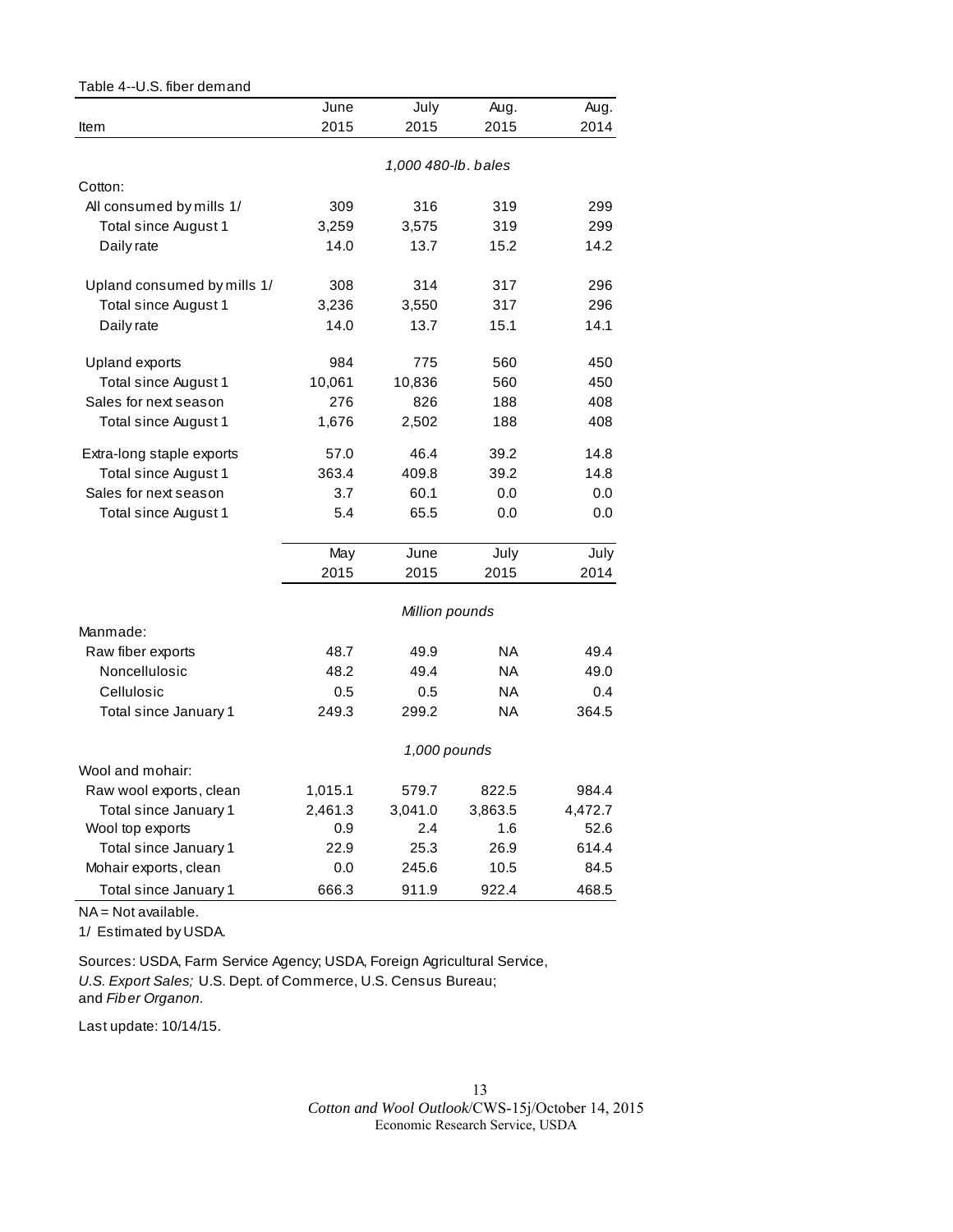Table 4--U.S. fiber demand

| Item | June 2015 | July 2015 | Aug. 2015 | Aug. 2014 |
|---|---|---|---|---|
| | 1,000 480-lb. bales | | | |
| Cotton: | | | | |
| All consumed by mills 1/ | 309 | 316 | 319 | 299 |
| Total since August 1 | 3,259 | 3,575 | 319 | 299 |
| Daily rate | 14.0 | 13.7 | 15.2 | 14.2 |
| Upland consumed by mills 1/ | 308 | 314 | 317 | 296 |
| Total since August 1 | 3,236 | 3,550 | 317 | 296 |
| Daily rate | 14.0 | 13.7 | 15.1 | 14.1 |
| Upland exports | 984 | 775 | 560 | 450 |
| Total since August 1 | 10,061 | 10,836 | 560 | 450 |
| Sales for next season | 276 | 826 | 188 | 408 |
| Total since August 1 | 1,676 | 2,502 | 188 | 408 |
| Extra-long staple exports | 57.0 | 46.4 | 39.2 | 14.8 |
| Total since August 1 | 363.4 | 409.8 | 39.2 | 14.8 |
| Sales for next season | 3.7 | 60.1 | 0.0 | 0.0 |
| Total since August 1 | 5.4 | 65.5 | 0.0 | 0.0 |
| | **May 2015** | **June 2015** | **July 2015** | **July 2014** |
| | Million pounds | | | |
| Manmade: | | | | |
| Raw fiber exports | 48.7 | 49.9 | NA | 49.4 |
| Noncellulosic | 48.2 | 49.4 | NA | 49.0 |
| Cellulosic | 0.5 | 0.5 | NA | 0.4 |
| Total since January 1 | 249.3 | 299.2 | NA | 364.5 |
| | 1,000 pounds | | | |
| Wool and mohair: | | | | |
| Raw wool exports, clean | 1,015.1 | 579.7 | 822.5 | 984.4 |
| Total since January 1 | 2,461.3 | 3,041.0 | 3,863.5 | 4,472.7 |
| Wool top exports | 0.9 | 2.4 | 1.6 | 52.6 |
| Total since January 1 | 22.9 | 25.3 | 26.9 | 614.4 |
| Mohair exports, clean | 0.0 | 245.6 | 10.5 | 84.5 |
| Total since January 1 | 666.3 | 911.9 | 922.4 | 468.5 |

NA = Not available.

1/ Estimated by USDA.

Sources: USDA, Farm Service Agency; USDA, Foreign Agricultural Service, *U.S. Export Sales;* U.S. Dept. of Commerce, U.S. Census Bureau; and *Fiber Organon.*

Last update: 10/14/15.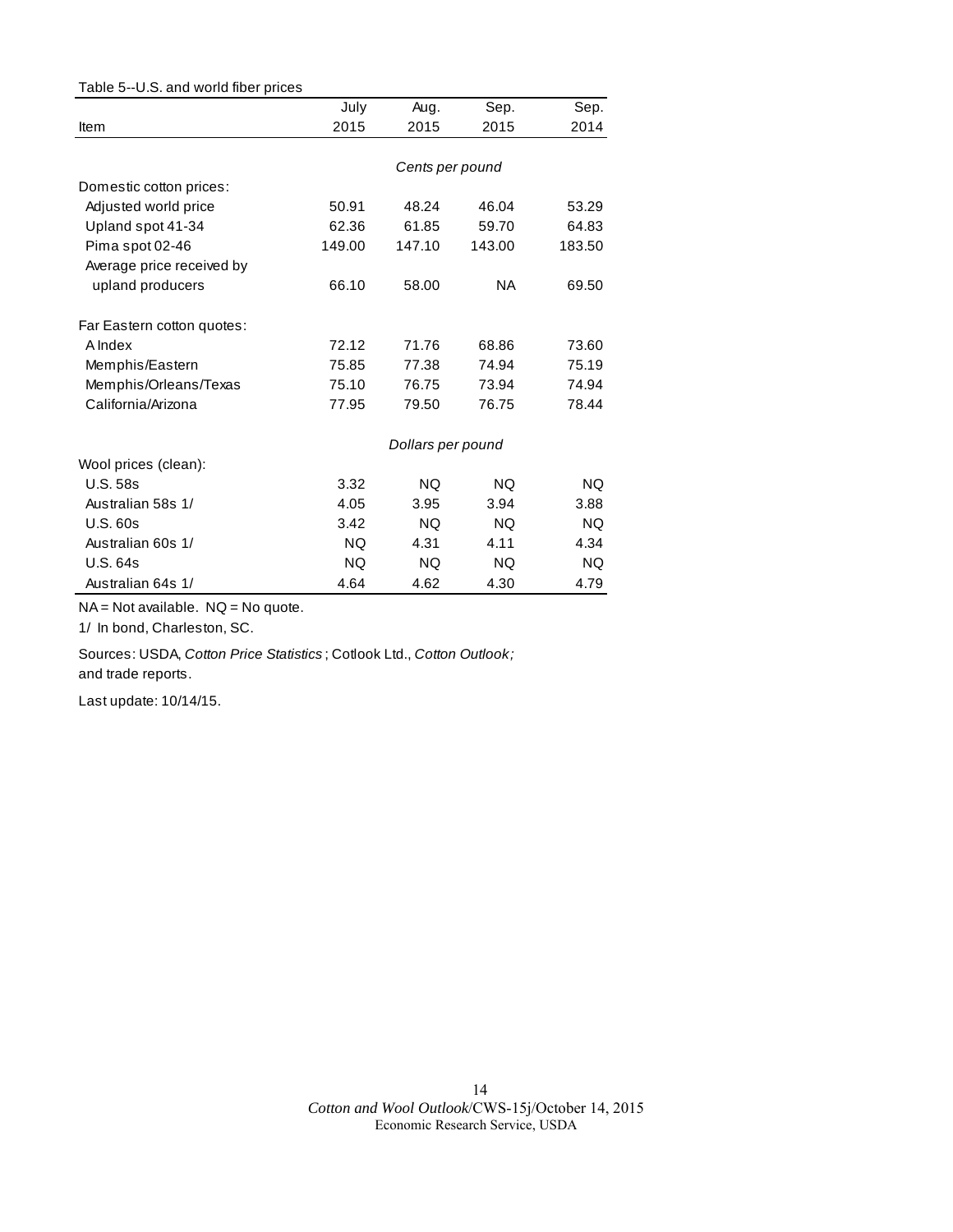Table 5--U.S. and world fiber prices

| Item | July 2015 | Aug. 2015 | Sep. 2015 | Sep. 2014 |
|---|---|---|---|---|
| | *Cents per pound* | | | |
| Domestic cotton prices: | | | | |
| Adjusted world price | 50.91 | 48.24 | 46.04 | 53.29 |
| Upland spot 41-34 | 62.36 | 61.85 | 59.70 | 64.83 |
| Pima spot 02-46 | 149.00 | 147.10 | 143.00 | 183.50 |
| Average price received by upland producers | 66.10 | 58.00 | NA | 69.50 |
| Far Eastern cotton quotes: | | | | |
| A Index | 72.12 | 71.76 | 68.86 | 73.60 |
| Memphis/Eastern | 75.85 | 77.38 | 74.94 | 75.19 |
| Memphis/Orleans/Texas | 75.10 | 76.75 | 73.94 | 74.94 |
| California/Arizona | 77.95 | 79.50 | 76.75 | 78.44 |
| | *Dollars per pound* | | | |
| Wool prices (clean): | | | | |
| U.S. 58s | 3.32 | NQ | NQ | NQ |
| Australian 58s 1/ | 4.05 | 3.95 | 3.94 | 3.88 |
| U.S. 60s | 3.42 | NQ | NQ | NQ |
| Australian 60s 1/ | NQ | 4.31 | 4.11 | 4.34 |
| U.S. 64s | NQ | NQ | NQ | NQ |
| Australian 64s 1/ | 4.64 | 4.62 | 4.30 | 4.79 |

NA = Not available. NQ = No quote.

1/ In bond, Charleston, SC.

Sources: USDA, *Cotton Price Statistics*; Cotlook Ltd., *Cotton Outlook;* and trade reports.

Last update: 10/14/15.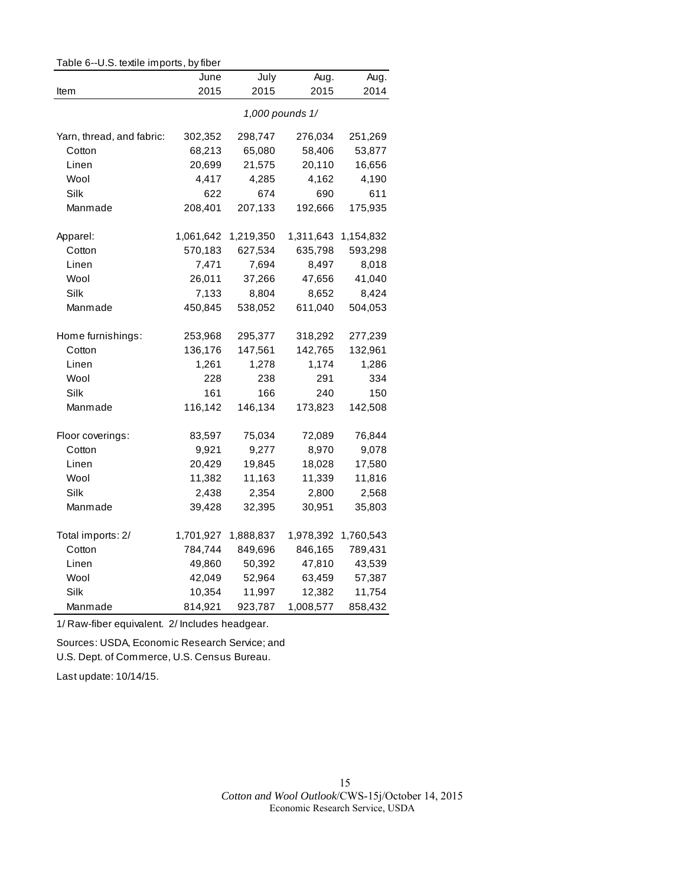Table 6--U.S. textile imports, by fiber

| Item | June 2015 | July 2015 | Aug. 2015 | Aug. 2014 |
|---|---|---|---|---|
| | 1,000 pounds 1/ | | | |
| Yarn, thread, and fabric: | 302,352 | 298,747 | 276,034 | 251,269 |
| Cotton | 68,213 | 65,080 | 58,406 | 53,877 |
| Linen | 20,699 | 21,575 | 20,110 | 16,656 |
| Wool | 4,417 | 4,285 | 4,162 | 4,190 |
| Silk | 622 | 674 | 690 | 611 |
| Manmade | 208,401 | 207,133 | 192,666 | 175,935 |
| Apparel: | 1,061,642 | 1,219,350 | 1,311,643 | 1,154,832 |
| Cotton | 570,183 | 627,534 | 635,798 | 593,298 |
| Linen | 7,471 | 7,694 | 8,497 | 8,018 |
| Wool | 26,011 | 37,266 | 47,656 | 41,040 |
| Silk | 7,133 | 8,804 | 8,652 | 8,424 |
| Manmade | 450,845 | 538,052 | 611,040 | 504,053 |
| Home furnishings: | 253,968 | 295,377 | 318,292 | 277,239 |
| Cotton | 136,176 | 147,561 | 142,765 | 132,961 |
| Linen | 1,261 | 1,278 | 1,174 | 1,286 |
| Wool | 228 | 238 | 291 | 334 |
| Silk | 161 | 166 | 240 | 150 |
| Manmade | 116,142 | 146,134 | 173,823 | 142,508 |
| Floor coverings: | 83,597 | 75,034 | 72,089 | 76,844 |
| Cotton | 9,921 | 9,277 | 8,970 | 9,078 |
| Linen | 20,429 | 19,845 | 18,028 | 17,580 |
| Wool | 11,382 | 11,163 | 11,339 | 11,816 |
| Silk | 2,438 | 2,354 | 2,800 | 2,568 |
| Manmade | 39,428 | 32,395 | 30,951 | 35,803 |
| Total imports: 2/ | 1,701,927 | 1,888,837 | 1,978,392 | 1,760,543 |
| Cotton | 784,744 | 849,696 | 846,165 | 789,431 |
| Linen | 49,860 | 50,392 | 47,810 | 43,539 |
| Wool | 42,049 | 52,964 | 63,459 | 57,387 |
| Silk | 10,354 | 11,997 | 12,382 | 11,754 |
| Manmade | 814,921 | 923,787 | 1,008,577 | 858,432 |

1/ Raw-fiber equivalent. 2/ Includes headgear.

Sources: USDA, Economic Research Service; and U.S. Dept. of Commerce, U.S. Census Bureau.

Last update: 10/14/15.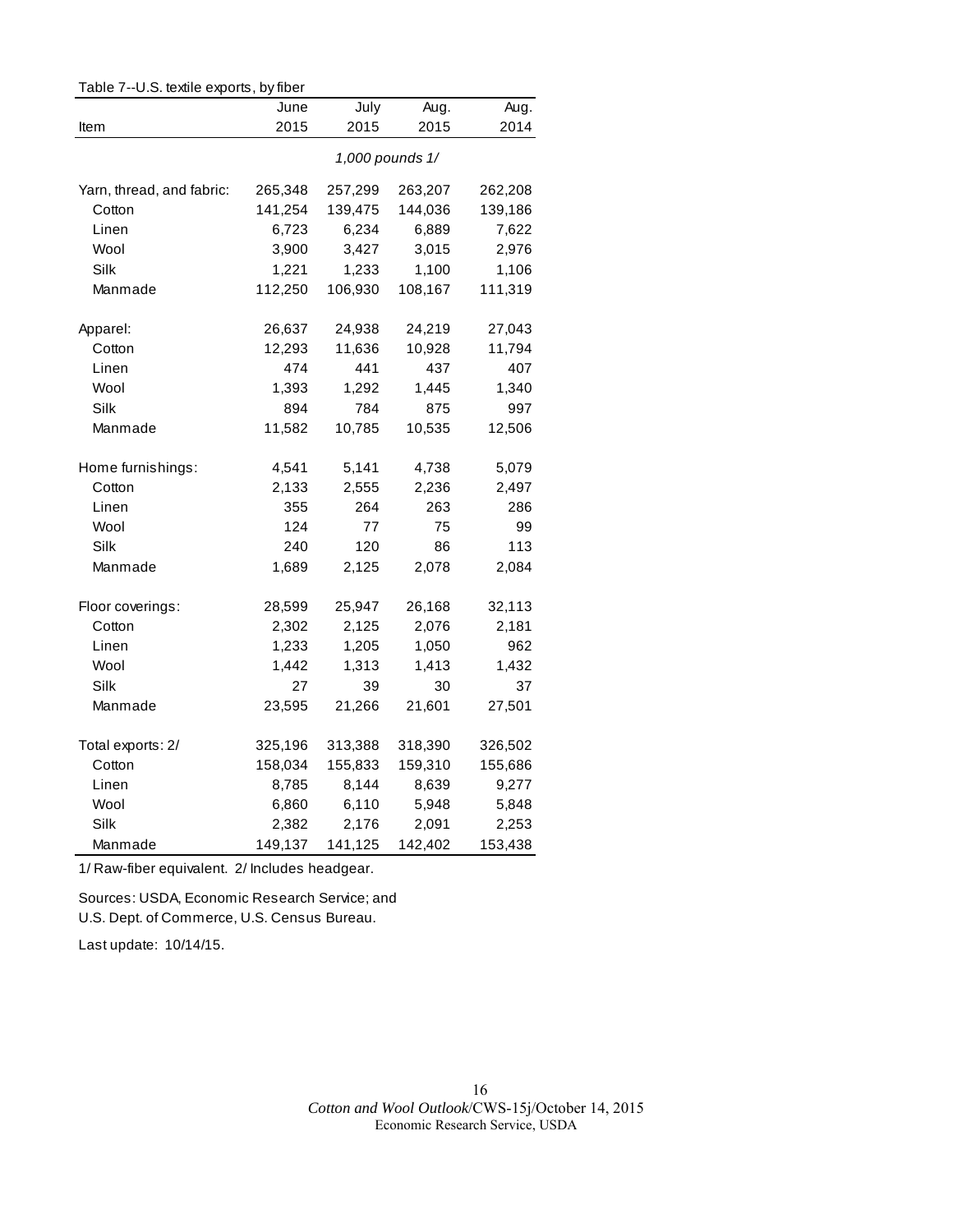Table 7--U.S. textile exports, by fiber

| Item | June 2015 | July 2015 | Aug. 2015 | Aug. 2014 |
|---|---|---|---|---|
| | 1,000 pounds 1/ | | | |
| Yarn, thread, and fabric: | 265,348 | 257,299 | 263,207 | 262,208 |
| Cotton | 141,254 | 139,475 | 144,036 | 139,186 |
| Linen | 6,723 | 6,234 | 6,889 | 7,622 |
| Wool | 3,900 | 3,427 | 3,015 | 2,976 |
| Silk | 1,221 | 1,233 | 1,100 | 1,106 |
| Manmade | 112,250 | 106,930 | 108,167 | 111,319 |
| Apparel: | 26,637 | 24,938 | 24,219 | 27,043 |
| Cotton | 12,293 | 11,636 | 10,928 | 11,794 |
| Linen | 474 | 441 | 437 | 407 |
| Wool | 1,393 | 1,292 | 1,445 | 1,340 |
| Silk | 894 | 784 | 875 | 997 |
| Manmade | 11,582 | 10,785 | 10,535 | 12,506 |
| Home furnishings: | 4,541 | 5,141 | 4,738 | 5,079 |
| Cotton | 2,133 | 2,555 | 2,236 | 2,497 |
| Linen | 355 | 264 | 263 | 286 |
| Wool | 124 | 77 | 75 | 99 |
| Silk | 240 | 120 | 86 | 113 |
| Manmade | 1,689 | 2,125 | 2,078 | 2,084 |
| Floor coverings: | 28,599 | 25,947 | 26,168 | 32,113 |
| Cotton | 2,302 | 2,125 | 2,076 | 2,181 |
| Linen | 1,233 | 1,205 | 1,050 | 962 |
| Wool | 1,442 | 1,313 | 1,413 | 1,432 |
| Silk | 27 | 39 | 30 | 37 |
| Manmade | 23,595 | 21,266 | 21,601 | 27,501 |
| Total exports: 2/ | 325,196 | 313,388 | 318,390 | 326,502 |
| Cotton | 158,034 | 155,833 | 159,310 | 155,686 |
| Linen | 8,785 | 8,144 | 8,639 | 9,277 |
| Wool | 6,860 | 6,110 | 5,948 | 5,848 |
| Silk | 2,382 | 2,176 | 2,091 | 2,253 |
| Manmade | 149,137 | 141,125 | 142,402 | 153,438 |

1/ Raw-fiber equivalent. 2/ Includes headgear.

Sources: USDA, Economic Research Service; and U.S. Dept. of Commerce, U.S. Census Bureau.

Last update: 10/14/15.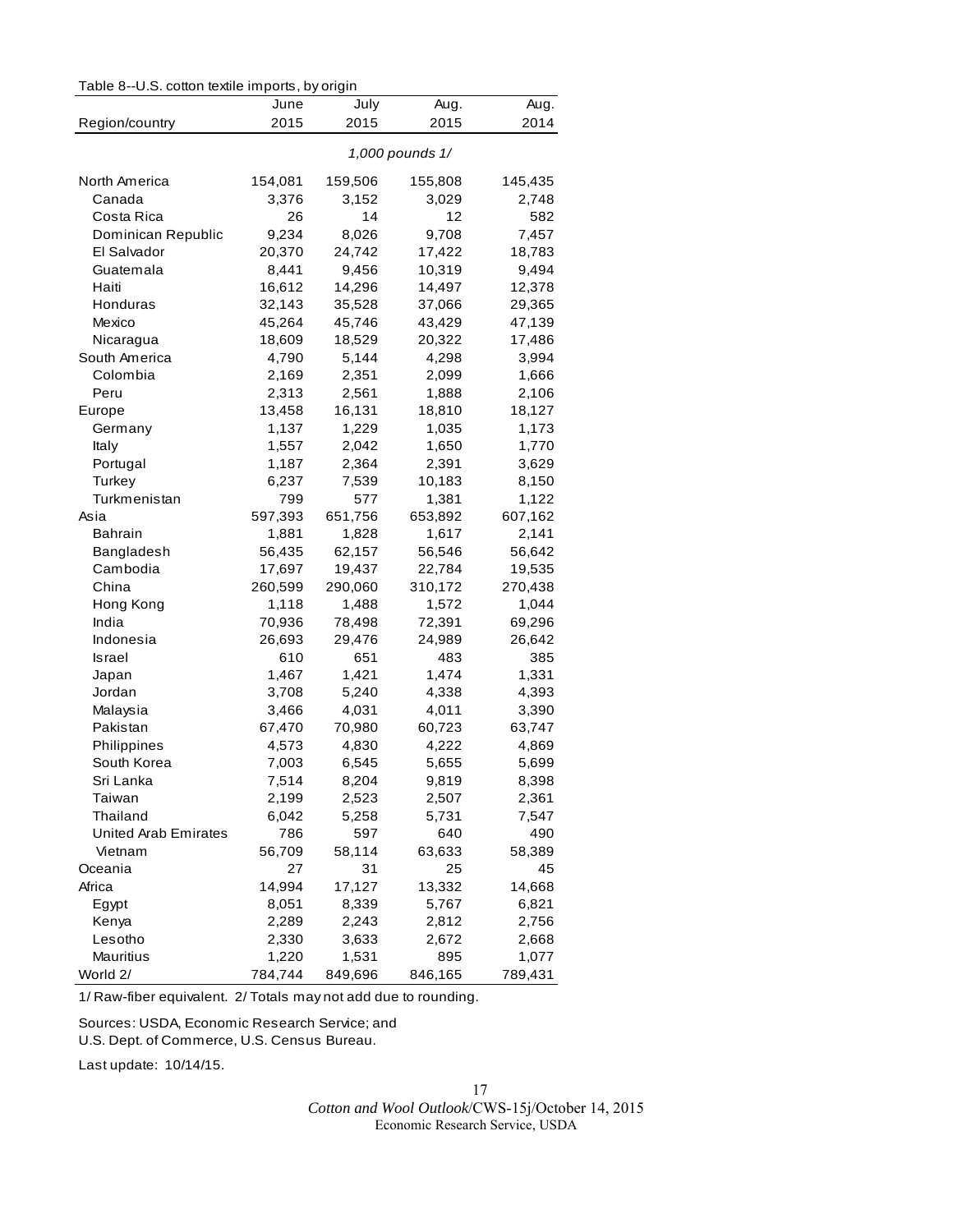Table 8--U.S. cotton textile imports, by origin

| Region/country | June 2015 | July 2015 | Aug. 2015 | Aug. 2014 |
|---|---|---|---|---|
| | *1,000 pounds 1/* | | | |
| North America | 154,081 | 159,506 | 155,808 | 145,435 |
| Canada | 3,376 | 3,152 | 3,029 | 2,748 |
| Costa Rica | 26 | 14 | 12 | 582 |
| Dominican Republic | 9,234 | 8,026 | 9,708 | 7,457 |
| El Salvador | 20,370 | 24,742 | 17,422 | 18,783 |
| Guatemala | 8,441 | 9,456 | 10,319 | 9,494 |
| Haiti | 16,612 | 14,296 | 14,497 | 12,378 |
| Honduras | 32,143 | 35,528 | 37,066 | 29,365 |
| Mexico | 45,264 | 45,746 | 43,429 | 47,139 |
| Nicaragua | 18,609 | 18,529 | 20,322 | 17,486 |
| South America | 4,790 | 5,144 | 4,298 | 3,994 |
| Colombia | 2,169 | 2,351 | 2,099 | 1,666 |
| Peru | 2,313 | 2,561 | 1,888 | 2,106 |
| Europe | 13,458 | 16,131 | 18,810 | 18,127 |
| Germany | 1,137 | 1,229 | 1,035 | 1,173 |
| Italy | 1,557 | 2,042 | 1,650 | 1,770 |
| Portugal | 1,187 | 2,364 | 2,391 | 3,629 |
| Turkey | 6,237 | 7,539 | 10,183 | 8,150 |
| Turkmenistan | 799 | 577 | 1,381 | 1,122 |
| Asia | 597,393 | 651,756 | 653,892 | 607,162 |
| Bahrain | 1,881 | 1,828 | 1,617 | 2,141 |
| Bangladesh | 56,435 | 62,157 | 56,546 | 56,642 |
| Cambodia | 17,697 | 19,437 | 22,784 | 19,535 |
| China | 260,599 | 290,060 | 310,172 | 270,438 |
| Hong Kong | 1,118 | 1,488 | 1,572 | 1,044 |
| India | 70,936 | 78,498 | 72,391 | 69,296 |
| Indonesia | 26,693 | 29,476 | 24,989 | 26,642 |
| Israel | 610 | 651 | 483 | 385 |
| Japan | 1,467 | 1,421 | 1,474 | 1,331 |
| Jordan | 3,708 | 5,240 | 4,338 | 4,393 |
| Malaysia | 3,466 | 4,031 | 4,011 | 3,390 |
| Pakistan | 67,470 | 70,980 | 60,723 | 63,747 |
| Philippines | 4,573 | 4,830 | 4,222 | 4,869 |
| South Korea | 7,003 | 6,545 | 5,655 | 5,699 |
| Sri Lanka | 7,514 | 8,204 | 9,819 | 8,398 |
| Taiwan | 2,199 | 2,523 | 2,507 | 2,361 |
| Thailand | 6,042 | 5,258 | 5,731 | 7,547 |
| United Arab Emirates | 786 | 597 | 640 | 490 |
| Vietnam | 56,709 | 58,114 | 63,633 | 58,389 |
| Oceania | 27 | 31 | 25 | 45 |
| Africa | 14,994 | 17,127 | 13,332 | 14,668 |
| Egypt | 8,051 | 8,339 | 5,767 | 6,821 |
| Kenya | 2,289 | 2,243 | 2,812 | 2,756 |
| Lesotho | 2,330 | 3,633 | 2,672 | 2,668 |
| Mauritius | 1,220 | 1,531 | 895 | 1,077 |
| World 2/ | 784,744 | 849,696 | 846,165 | 789,431 |

1/ Raw-fiber equivalent. 2/ Totals may not add due to rounding.

Sources: USDA, Economic Research Service; and
U.S. Dept. of Commerce, U.S. Census Bureau.

Last update: 10/14/15.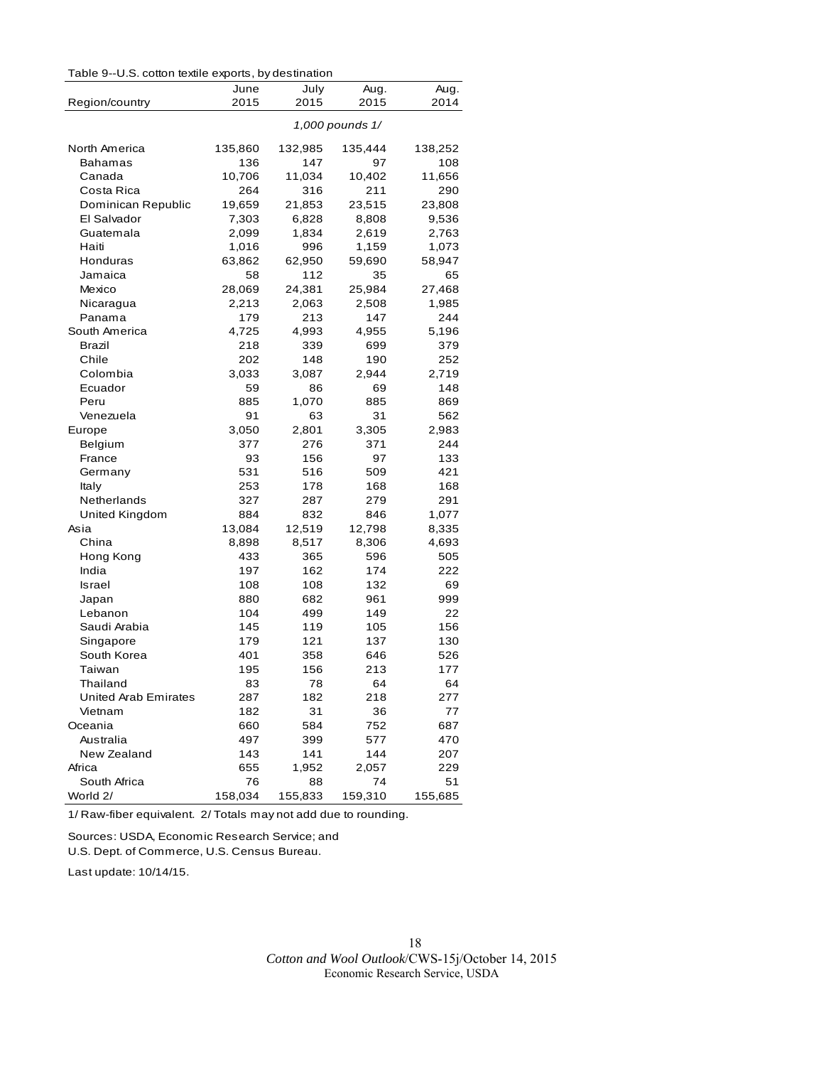Table 9--U.S. cotton textile exports, by destination

| Region/country | June 2015 | July 2015 | Aug. 2015 | Aug. 2014 |
|---|---|---|---|---|
| | *1,000 pounds 1/* | | | |
| North America | 135,860 | 132,985 | 135,444 | 138,252 |
| Bahamas | 136 | 147 | 97 | 108 |
| Canada | 10,706 | 11,034 | 10,402 | 11,656 |
| Costa Rica | 264 | 316 | 211 | 290 |
| Dominican Republic | 19,659 | 21,853 | 23,515 | 23,808 |
| El Salvador | 7,303 | 6,828 | 8,808 | 9,536 |
| Guatemala | 2,099 | 1,834 | 2,619 | 2,763 |
| Haiti | 1,016 | 996 | 1,159 | 1,073 |
| Honduras | 63,862 | 62,950 | 59,690 | 58,947 |
| Jamaica | 58 | 112 | 35 | 65 |
| Mexico | 28,069 | 24,381 | 25,984 | 27,468 |
| Nicaragua | 2,213 | 2,063 | 2,508 | 1,985 |
| Panama | 179 | 213 | 147 | 244 |
| South America | 4,725 | 4,993 | 4,955 | 5,196 |
| Brazil | 218 | 339 | 699 | 379 |
| Chile | 202 | 148 | 190 | 252 |
| Colombia | 3,033 | 3,087 | 2,944 | 2,719 |
| Ecuador | 59 | 86 | 69 | 148 |
| Peru | 885 | 1,070 | 885 | 869 |
| Venezuela | 91 | 63 | 31 | 562 |
| Europe | 3,050 | 2,801 | 3,305 | 2,983 |
| Belgium | 377 | 276 | 371 | 244 |
| France | 93 | 156 | 97 | 133 |
| Germany | 531 | 516 | 509 | 421 |
| Italy | 253 | 178 | 168 | 168 |
| Netherlands | 327 | 287 | 279 | 291 |
| United Kingdom | 884 | 832 | 846 | 1,077 |
| Asia | 13,084 | 12,519 | 12,798 | 8,335 |
| China | 8,898 | 8,517 | 8,306 | 4,693 |
| Hong Kong | 433 | 365 | 596 | 505 |
| India | 197 | 162 | 174 | 222 |
| Israel | 108 | 108 | 132 | 69 |
| Japan | 880 | 682 | 961 | 999 |
| Lebanon | 104 | 499 | 149 | 22 |
| Saudi Arabia | 145 | 119 | 105 | 156 |
| Singapore | 179 | 121 | 137 | 130 |
| South Korea | 401 | 358 | 646 | 526 |
| Taiwan | 195 | 156 | 213 | 177 |
| Thailand | 83 | 78 | 64 | 64 |
| United Arab Emirates | 287 | 182 | 218 | 277 |
| Vietnam | 182 | 31 | 36 | 77 |
| Oceania | 660 | 584 | 752 | 687 |
| Australia | 497 | 399 | 577 | 470 |
| New Zealand | 143 | 141 | 144 | 207 |
| Africa | 655 | 1,952 | 2,057 | 229 |
| South Africa | 76 | 88 | 74 | 51 |
| World 2/ | 158,034 | 155,833 | 159,310 | 155,685 |

1/ Raw-fiber equivalent. 2/ Totals may not add due to rounding.

Sources: USDA, Economic Research Service; and
U.S. Dept. of Commerce, U.S. Census Bureau.

Last update: 10/14/15.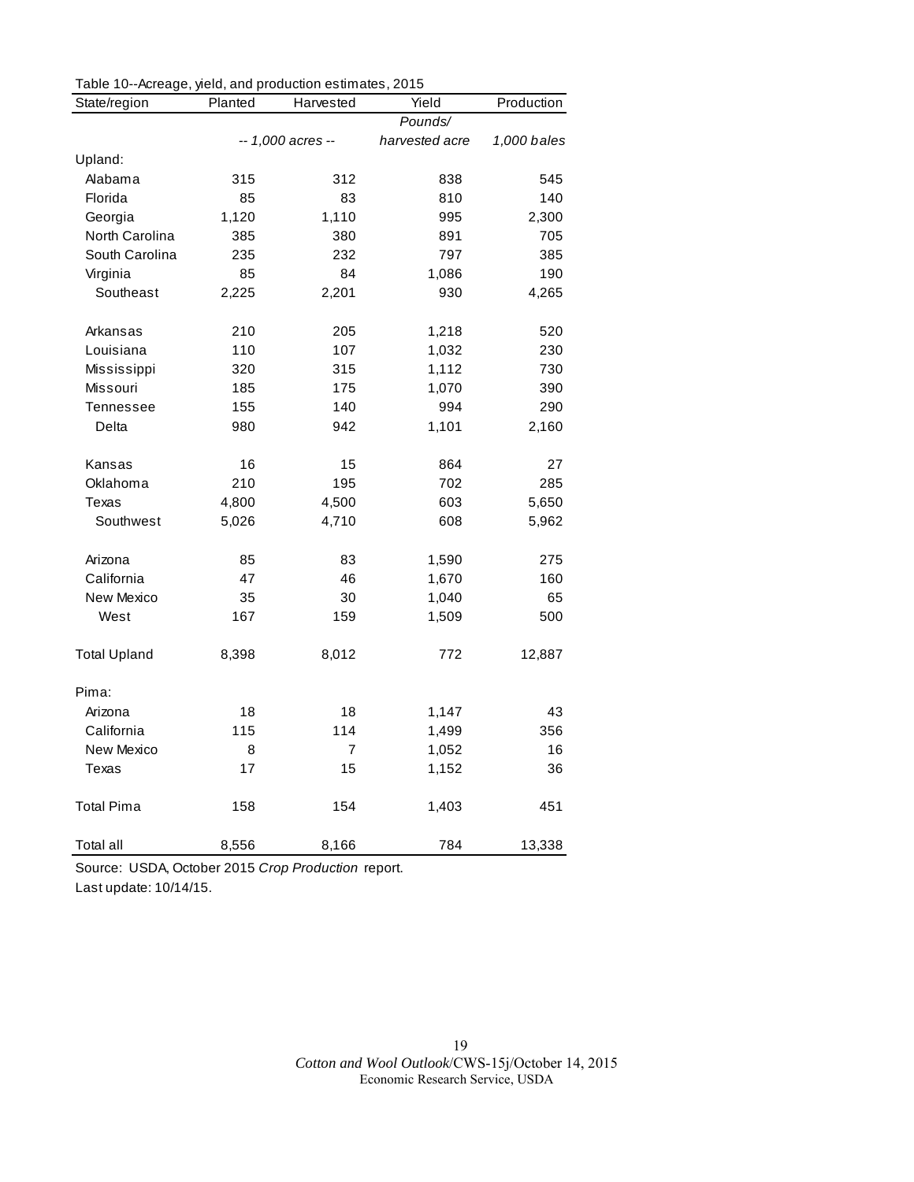Table 10--Acreage, yield, and production estimates, 2015

| State/region | Planted | Harvested | Yield | Production |
|---|---|---|---|---|
| | | | Pounds/ | |
| | *-- 1,000 acres --* | | *harvested acre* | *1,000 bales* |
| Upland: | | | | |
| Alabama | 315 | 312 | 838 | 545 |
| Florida | 85 | 83 | 810 | 140 |
| Georgia | 1,120 | 1,110 | 995 | 2,300 |
| North Carolina | 385 | 380 | 891 | 705 |
| South Carolina | 235 | 232 | 797 | 385 |
| Virginia | 85 | 84 | 1,086 | 190 |
| Southeast | 2,225 | 2,201 | 930 | 4,265 |
| | | | | |
| Arkansas | 210 | 205 | 1,218 | 520 |
| Louisiana | 110 | 107 | 1,032 | 230 |
| Mississippi | 320 | 315 | 1,112 | 730 |
| Missouri | 185 | 175 | 1,070 | 390 |
| Tennessee | 155 | 140 | 994 | 290 |
| Delta | 980 | 942 | 1,101 | 2,160 |
| | | | | |
| Kansas | 16 | 15 | 864 | 27 |
| Oklahoma | 210 | 195 | 702 | 285 |
| Texas | 4,800 | 4,500 | 603 | 5,650 |
| Southwest | 5,026 | 4,710 | 608 | 5,962 |
| | | | | |
| Arizona | 85 | 83 | 1,590 | 275 |
| California | 47 | 46 | 1,670 | 160 |
| New Mexico | 35 | 30 | 1,040 | 65 |
| West | 167 | 159 | 1,509 | 500 |
| | | | | |
| Total Upland | 8,398 | 8,012 | 772 | 12,887 |
| | | | | |
| Pima: | | | | |
| Arizona | 18 | 18 | 1,147 | 43 |
| California | 115 | 114 | 1,499 | 356 |
| New Mexico | 8 | 7 | 1,052 | 16 |
| Texas | 17 | 15 | 1,152 | 36 |
| | | | | |
| Total Pima | 158 | 154 | 1,403 | 451 |
| | | | | |
| Total all | 8,556 | 8,166 | 784 | 13,338 |

Source: USDA, October 2015 *Crop Production* report.

Last update: 10/14/15.